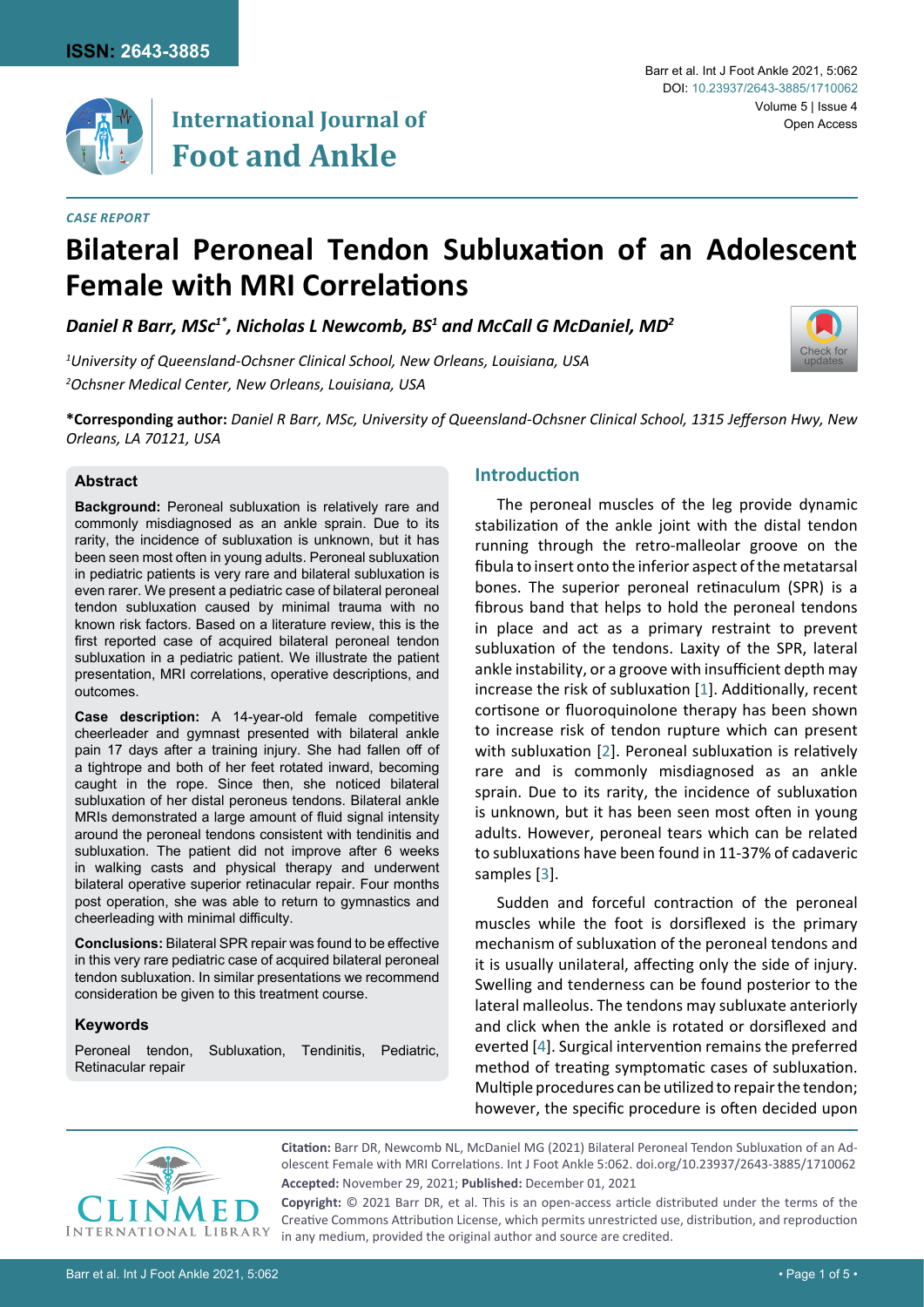*CASE REPORT*

# Bilateral Peroneal Tendon Subluxation of an Adolescent Female with MRI Correlations

***Daniel R Barr, MSc[1*], Nicholas L Newcomb, BS[1] and McCall G McDaniel, MD[2]***

*[1]University of Queensland-Ochsner Clinical School, New Orleans, Louisiana, USA*
*[2]Ochsner Medical Center, New Orleans, Louisiana, USA*

**\*Corresponding author:** *Daniel R Barr, MSc, University of Queensland-Ochsner Clinical School, 1315 Jefferson Hwy, New Orleans, LA 70121, USA*

## Abstract

**Background:** Peroneal subluxation is relatively rare and commonly misdiagnosed as an ankle sprain. Due to its rarity, the incidence of subluxation is unknown, but it has been seen most often in young adults. Peroneal subluxation in pediatric patients is very rare and bilateral subluxation is even rarer. We present a pediatric case of bilateral peroneal tendon subluxation caused by minimal trauma with no known risk factors. Based on a literature review, this is the first reported case of acquired bilateral peroneal tendon subluxation in a pediatric patient. We illustrate the patient presentation, MRI correlations, operative descriptions, and outcomes.

**Case description:** A 14-year-old female competitive cheerleader and gymnast presented with bilateral ankle pain 17 days after a training injury. She had fallen off of a tightrope and both of her feet rotated inward, becoming caught in the rope. Since then, she noticed bilateral subluxation of her distal peroneus tendons. Bilateral ankle MRIs demonstrated a large amount of fluid signal intensity around the peroneal tendons consistent with tendinitis and subluxation. The patient did not improve after 6 weeks in walking casts and physical therapy and underwent bilateral operative superior retinacular repair. Four months post operation, she was able to return to gymnastics and cheerleading with minimal difficulty.

**Conclusions:** Bilateral SPR repair was found to be effective in this very rare pediatric case of acquired bilateral peroneal tendon subluxation. In similar presentations we recommend consideration be given to this treatment course.

### Keywords

Peroneal tendon, Subluxation, Tendinitis, Pediatric, Retinacular repair

## Introduction

The peroneal muscles of the leg provide dynamic stabilization of the ankle joint with the distal tendon running through the retro-malleolar groove on the fibula to insert onto the inferior aspect of the metatarsal bones. The superior peroneal retinaculum (SPR) is a fibrous band that helps to hold the peroneal tendons in place and act as a primary restraint to prevent subluxation of the tendons. Laxity of the SPR, lateral ankle instability, or a groove with insufficient depth may increase the risk of subluxation [1]. Additionally, recent cortisone or fluoroquinolone therapy has been shown to increase risk of tendon rupture which can present with subluxation [2]. Peroneal subluxation is relatively rare and is commonly misdiagnosed as an ankle sprain. Due to its rarity, the incidence of subluxation is unknown, but it has been seen most often in young adults. However, peroneal tears which can be related to subluxations have been found in 11-37% of cadaveric samples [3].

Sudden and forceful contraction of the peroneal muscles while the foot is dorsiflexed is the primary mechanism of subluxation of the peroneal tendons and it is usually unilateral, affecting only the side of injury. Swelling and tenderness can be found posterior to the lateral malleolus. The tendons may subluxate anteriorly and click when the ankle is rotated or dorsiflexed and everted [4]. Surgical intervention remains the preferred method of treating symptomatic cases of subluxation. Multiple procedures can be utilized to repair the tendon; however, the specific procedure is often decided upon

**Citation:** Barr DR, Newcomb NL, McDaniel MG (2021) Bilateral Peroneal Tendon Subluxation of an Adolescent Female with MRI Correlations. Int J Foot Ankle 5:062. doi.org/10.23937/2643-3885/1710062

**Accepted:** November 29, 2021; **Published:** December 01, 2021

**Copyright:** © 2021 Barr DR, et al. This is an open-access article distributed under the terms of the Creative Commons Attribution License, which permits unrestricted use, distribution, and reproduction in any medium, provided the original author and source are credited.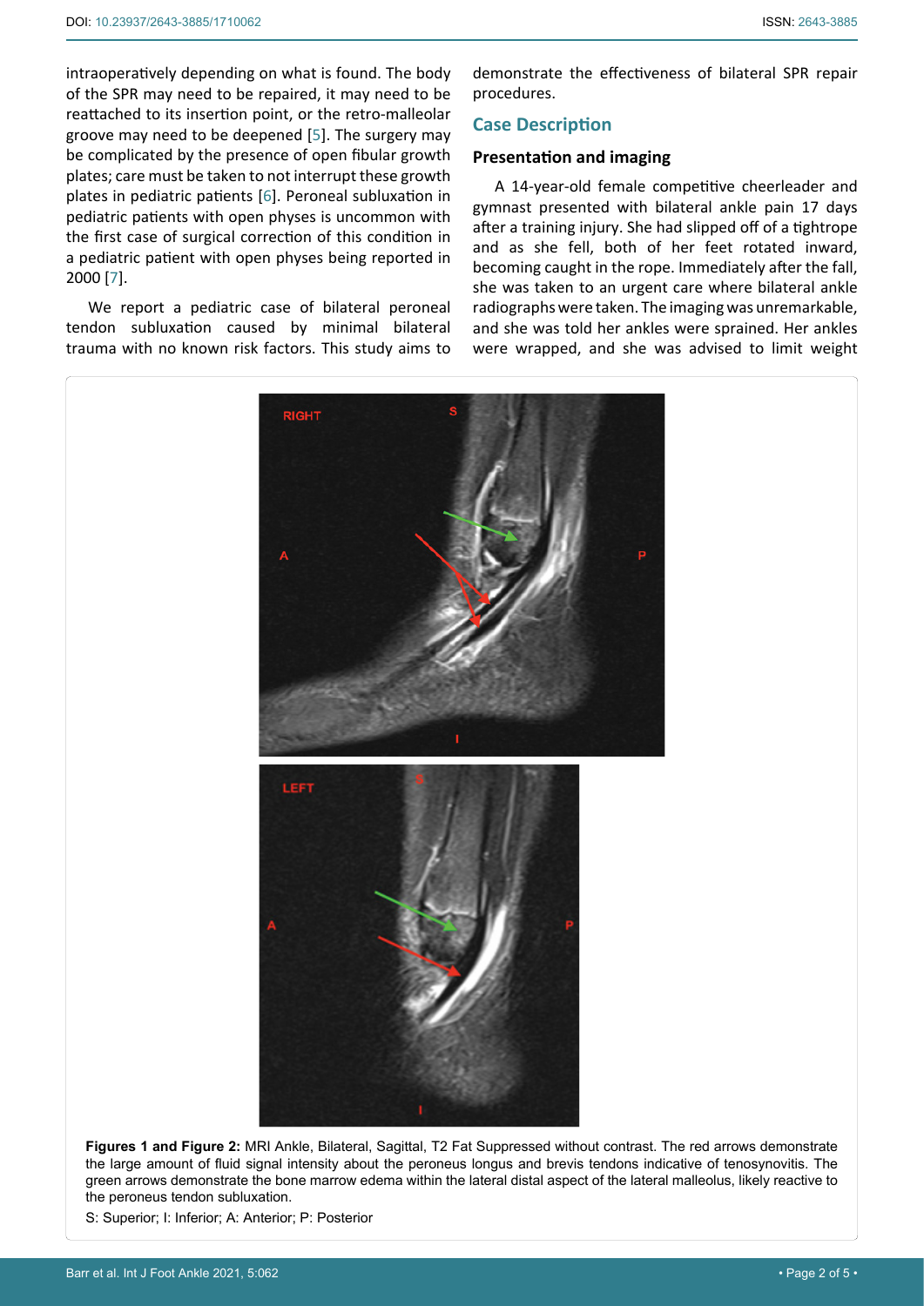intraoperatively depending on what is found. The body of the SPR may need to be repaired, it may need to be reattached to its insertion point, or the retro-malleolar groove may need to be deepened [5]. The surgery may be complicated by the presence of open fibular growth plates; care must be taken to not interrupt these growth plates in pediatric patients [6]. Peroneal subluxation in pediatric patients with open physes is uncommon with the first case of surgical correction of this condition in a pediatric patient with open physes being reported in 2000 [7].

We report a pediatric case of bilateral peroneal tendon subluxation caused by minimal bilateral trauma with no known risk factors. This study aims to demonstrate the effectiveness of bilateral SPR repair procedures.

## Case Description

### Presentation and imaging

A 14-year-old female competitive cheerleader and gymnast presented with bilateral ankle pain 17 days after a training injury. She had slipped off of a tightrope and as she fell, both of her feet rotated inward, becoming caught in the rope. Immediately after the fall, she was taken to an urgent care where bilateral ankle radiographs were taken. The imaging was unremarkable, and she was told her ankles were sprained. Her ankles were wrapped, and she was advised to limit weight

**Figures 1 and Figure 2:** MRI Ankle, Bilateral, Sagittal, T2 Fat Suppressed without contrast. The red arrows demonstrate the large amount of fluid signal intensity about the peroneus longus and brevis tendons indicative of tenosynovitis. The green arrows demonstrate the bone marrow edema within the lateral distal aspect of the lateral malleolus, likely reactive to the peroneus tendon subluxation.

S: Superior; I: Inferior; A: Anterior; P: Posterior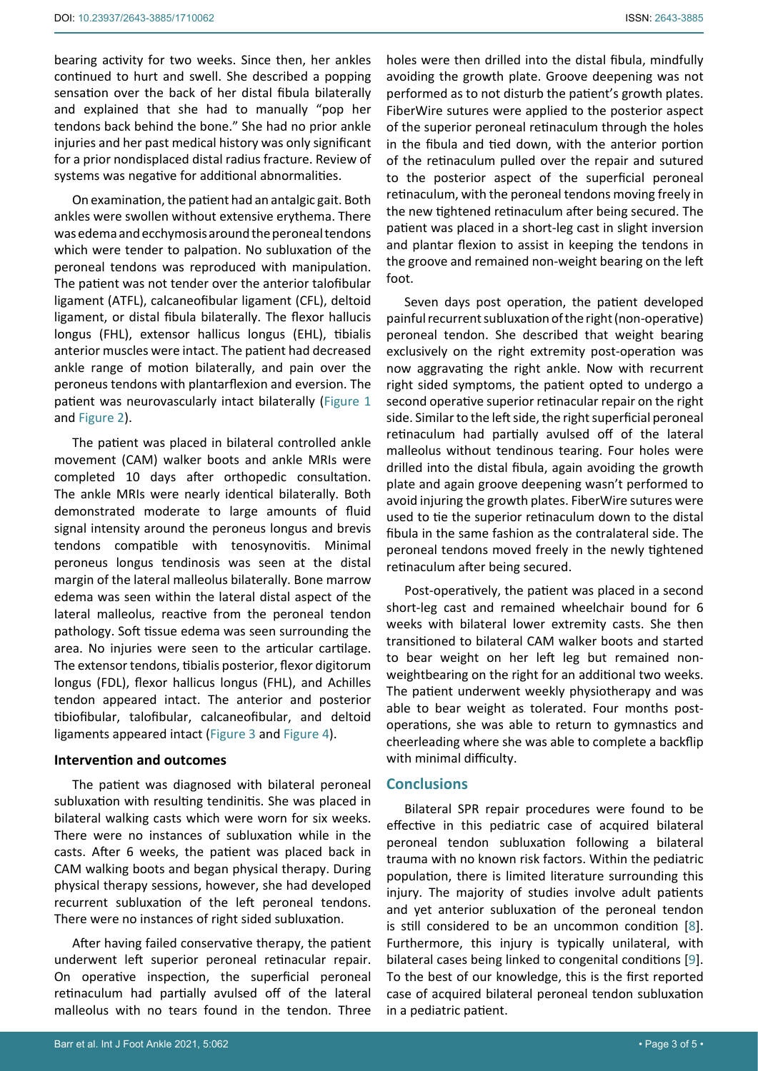bearing activity for two weeks. Since then, her ankles continued to hurt and swell. She described a popping sensation over the back of her distal fibula bilaterally and explained that she had to manually "pop her tendons back behind the bone." She had no prior ankle injuries and her past medical history was only significant for a prior nondisplaced distal radius fracture. Review of systems was negative for additional abnormalities.

On examination, the patient had an antalgic gait. Both ankles were swollen without extensive erythema. There was edema and ecchymosis around the peroneal tendons which were tender to palpation. No subluxation of the peroneal tendons was reproduced with manipulation. The patient was not tender over the anterior talofibular ligament (ATFL), calcaneofibular ligament (CFL), deltoid ligament, or distal fibula bilaterally. The flexor hallucis longus (FHL), extensor hallicus longus (EHL), tibialis anterior muscles were intact. The patient had decreased ankle range of motion bilaterally, and pain over the peroneus tendons with plantarflexion and eversion. The patient was neurovascularly intact bilaterally (Figure 1 and Figure 2).

The patient was placed in bilateral controlled ankle movement (CAM) walker boots and ankle MRIs were completed 10 days after orthopedic consultation. The ankle MRIs were nearly identical bilaterally. Both demonstrated moderate to large amounts of fluid signal intensity around the peroneus longus and brevis tendons compatible with tenosynovitis. Minimal peroneus longus tendinosis was seen at the distal margin of the lateral malleolus bilaterally. Bone marrow edema was seen within the lateral distal aspect of the lateral malleolus, reactive from the peroneal tendon pathology. Soft tissue edema was seen surrounding the area. No injuries were seen to the articular cartilage. The extensor tendons, tibialis posterior, flexor digitorum longus (FDL), flexor hallucis longus (FHL), and Achilles tendon appeared intact. The anterior and posterior tibiofibular, talofibular, calcaneofibular, and deltoid ligaments appeared intact (Figure 3 and Figure 4).

### Intervention and outcomes

The patient was diagnosed with bilateral peroneal subluxation with resulting tendinitis. She was placed in bilateral walking casts which were worn for six weeks. There were no instances of subluxation while in the casts. After 6 weeks, the patient was placed back in CAM walking boots and began physical therapy. During physical therapy sessions, however, she had developed recurrent subluxation of the left peroneal tendons. There were no instances of right sided subluxation.

After having failed conservative therapy, the patient underwent left superior peroneal retinacular repair. On operative inspection, the superficial peroneal retinaculum had partially avulsed off of the lateral malleolus with no tears found in the tendon. Three holes were then drilled into the distal fibula, mindfully avoiding the growth plate. Groove deepening was not performed as to not disturb the patient's growth plates. FiberWire sutures were applied to the posterior aspect of the superior peroneal retinaculum through the holes in the fibula and tied down, with the anterior portion of the retinaculum pulled over the repair and sutured to the posterior aspect of the superficial peroneal retinaculum, with the peroneal tendons moving freely in the new tightened retinaculum after being secured. The patient was placed in a short-leg cast in slight inversion and plantar flexion to assist in keeping the tendons in the groove and remained non-weight bearing on the left foot.

Seven days post operation, the patient developed painful recurrent subluxation of the right (non-operative) peroneal tendon. She described that weight bearing exclusively on the right extremity post-operation was now aggravating the right ankle. Now with recurrent right sided symptoms, the patient opted to undergo a second operative superior retinacular repair on the right side. Similar to the left side, the right superficial peroneal retinaculum had partially avulsed off of the lateral malleolus without tendinous tearing. Four holes were drilled into the distal fibula, again avoiding the growth plate and again groove deepening wasn't performed to avoid injuring the growth plates. FiberWire sutures were used to tie the superior retinaculum down to the distal fibula in the same fashion as the contralateral side. The peroneal tendons moved freely in the newly tightened retinaculum after being secured.

Post-operatively, the patient was placed in a second short-leg cast and remained wheelchair bound for 6 weeks with bilateral lower extremity casts. She then transitioned to bilateral CAM walker boots and started to bear weight on her left leg but remained non-weightbearing on the right for an additional two weeks. The patient underwent weekly physiotherapy and was able to bear weight as tolerated. Four months post-operations, she was able to return to gymnastics and cheerleading where she was able to complete a backflip with minimal difficulty.

## Conclusions

Bilateral SPR repair procedures were found to be effective in this pediatric case of acquired bilateral peroneal tendon subluxation following a bilateral trauma with no known risk factors. Within the pediatric population, there is limited literature surrounding this injury. The majority of studies involve adult patients and yet anterior subluxation of the peroneal tendon is still considered to be an uncommon condition [8]. Furthermore, this injury is typically unilateral, with bilateral cases being linked to congenital conditions [9]. To the best of our knowledge, this is the first reported case of acquired bilateral peroneal tendon subluxation in a pediatric patient.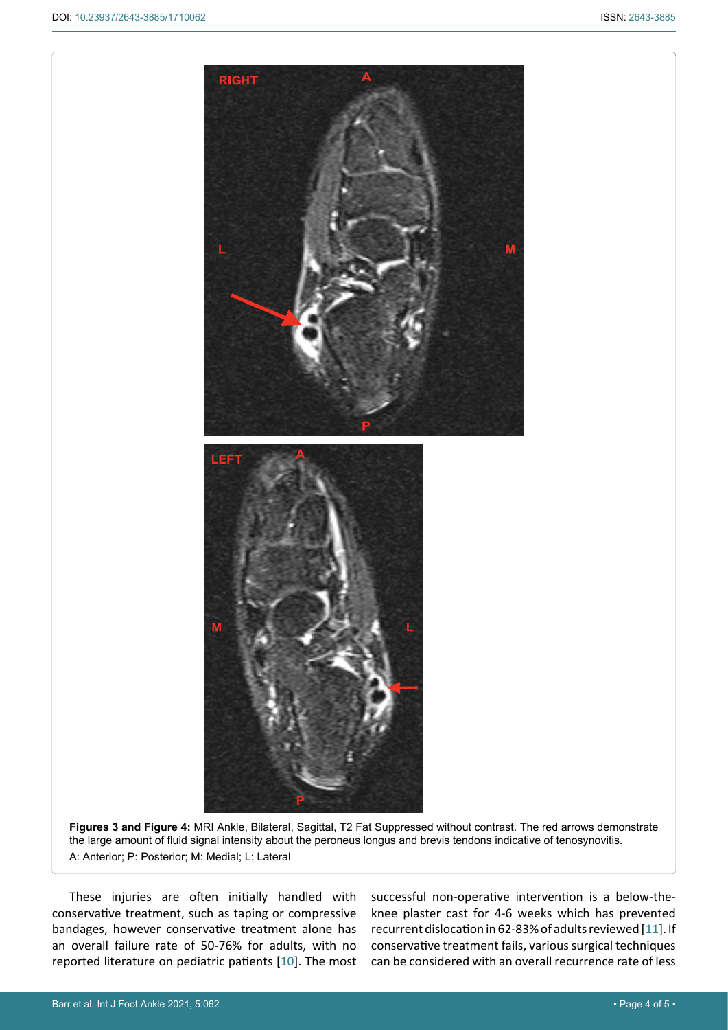**Figures 3 and Figure 4:** MRI Ankle, Bilateral, Sagittal, T2 Fat Suppressed without contrast. The red arrows demonstrate the large amount of fluid signal intensity about the peroneus longus and brevis tendons indicative of tenosynovitis.
A: Anterior; P: Posterior; M: Medial; L: Lateral

These injuries are often initially handled with conservative treatment, such as taping or compressive bandages, however conservative treatment alone has an overall failure rate of 50-76% for adults, with no reported literature on pediatric patients [10]. The most successful non-operative intervention is a below-the-knee plaster cast for 4-6 weeks which has prevented recurrent dislocation in 62-83% of adults reviewed [11]. If conservative treatment fails, various surgical techniques can be considered with an overall recurrence rate of less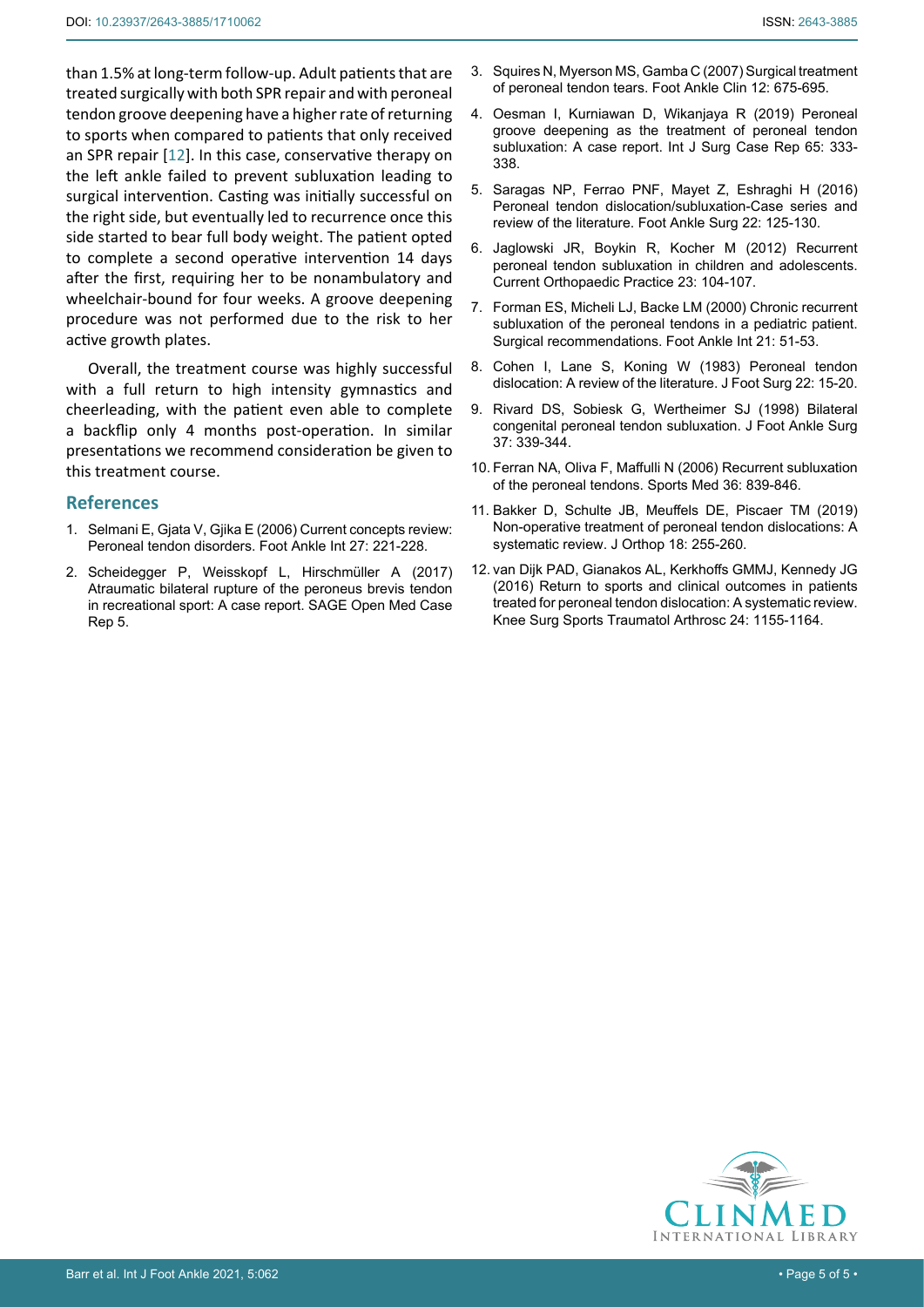than 1.5% at long-term follow-up. Adult patients that are treated surgically with both SPR repair and with peroneal tendon groove deepening have a higher rate of returning to sports when compared to patients that only received an SPR repair [12]. In this case, conservative therapy on the left ankle failed to prevent subluxation leading to surgical intervention. Casting was initially successful on the right side, but eventually led to recurrence once this side started to bear full body weight. The patient opted to complete a second operative intervention 14 days after the first, requiring her to be nonambulatory and wheelchair-bound for four weeks. A groove deepening procedure was not performed due to the risk to her active growth plates.

Overall, the treatment course was highly successful with a full return to high intensity gymnastics and cheerleading, with the patient even able to complete a backflip only 4 months post-operation. In similar presentations we recommend consideration be given to this treatment course.

## References

1. Selmani E, Gjata V, Gjika E (2006) Current concepts review: Peroneal tendon disorders. Foot Ankle Int 27: 221-228.
2. Scheidegger P, Weisskopf L, Hirschmüller A (2017) Atraumatic bilateral rupture of the peroneus brevis tendon in recreational sport: A case report. SAGE Open Med Case Rep 5.
3. Squires N, Myerson MS, Gamba C (2007) Surgical treatment of peroneal tendon tears. Foot Ankle Clin 12: 675-695.
4. Oesman I, Kurniawan D, Wikanjaya R (2019) Peroneal groove deepening as the treatment of peroneal tendon subluxation: A case report. Int J Surg Case Rep 65: 333-338.
5. Saragas NP, Ferrao PNF, Mayet Z, Eshraghi H (2016) Peroneal tendon dislocation/subluxation-Case series and review of the literature. Foot Ankle Surg 22: 125-130.
6. Jaglowski JR, Boykin R, Kocher M (2012) Recurrent peroneal tendon subluxation in children and adolescents. Current Orthopaedic Practice 23: 104-107.
7. Forman ES, Micheli LJ, Backe LM (2000) Chronic recurrent subluxation of the peroneal tendons in a pediatric patient. Surgical recommendations. Foot Ankle Int 21: 51-53.
8. Cohen I, Lane S, Koning W (1983) Peroneal tendon dislocation: A review of the literature. J Foot Surg 22: 15-20.
9. Rivard DS, Sobiesk G, Wertheimer SJ (1998) Bilateral congenital peroneal tendon subluxation. J Foot Ankle Surg 37: 339-344.
10. Ferran NA, Oliva F, Maffulli N (2006) Recurrent subluxation of the peroneal tendons. Sports Med 36: 839-846.
11. Bakker D, Schulte JB, Meuffels DE, Piscaer TM (2019) Non-operative treatment of peroneal tendon dislocations: A systematic review. J Orthop 18: 255-260.
12. van Dijk PAD, Gianakos AL, Kerkhoffs GMMJ, Kennedy JG (2016) Return to sports and clinical outcomes in patients treated for peroneal tendon dislocation: A systematic review. Knee Surg Sports Traumatol Arthrosc 24: 1155-1164.